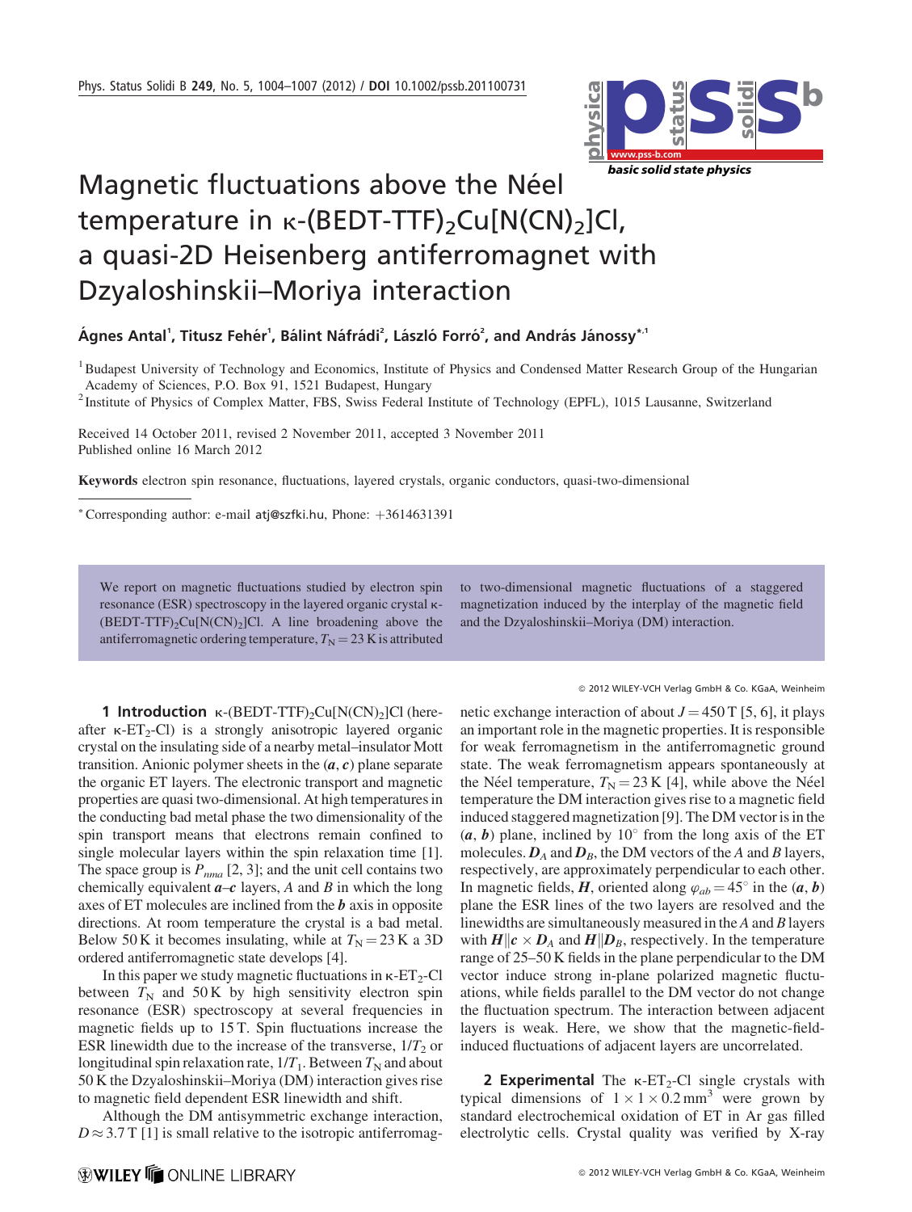# Magnetic fluctuations above the Néel temperature in κ-(BEDT-TTF)$_2$Cu[N(CN)$_2$]Cl, a quasi-2D Heisenberg antiferromagnet with Dzyaloshinskii–Moriya interaction

**Ágnes Antal[1], Titusz Fehér[1], Bálint Náfrádi[2], László Forró[2], and András Jánossy*[,1]**

[1] Budapest University of Technology and Economics, Institute of Physics and Condensed Matter Research Group of the Hungarian Academy of Sciences, P.O. Box 91, 1521 Budapest, Hungary

[2] Institute of Physics of Complex Matter, FBS, Swiss Federal Institute of Technology (EPFL), 1015 Lausanne, Switzerland

Received 14 October 2011, revised 2 November 2011, accepted 3 November 2011
Published online 16 March 2012

**Keywords** electron spin resonance, fluctuations, layered crystals, organic conductors, quasi-two-dimensional

* Corresponding author: e-mail atj@szfki.hu, Phone: +3614631391

We report on magnetic fluctuations studied by electron spin resonance (ESR) spectroscopy in the layered organic crystal κ-(BEDT-TTF)$_2$Cu[N(CN)$_2$]Cl. A line broadening above the antiferromagnetic ordering temperature, $T_N = 23$ K is attributed to two-dimensional magnetic fluctuations of a staggered magnetization induced by the interplay of the magnetic field and the Dzyaloshinskii–Moriya (DM) interaction.

© 2012 WILEY-VCH Verlag GmbH & Co. KGaA, Weinheim

**1 Introduction** κ-(BEDT-TTF)$_2$Cu[N(CN)$_2$]Cl (hereafter κ-ET$_2$-Cl) is a strongly anisotropic layered organic crystal on the insulating side of a nearby metal–insulator Mott transition. Anionic polymer sheets in the (***a***, ***c***) plane separate the organic ET layers. The electronic transport and magnetic properties are quasi two-dimensional. At high temperatures in the conducting bad metal phase the two dimensionality of the spin transport means that electrons remain confined to single molecular layers within the spin relaxation time [1]. The space group is $P_{nma}$ [2, 3]; and the unit cell contains two chemically equivalent ***a***–***c*** layers, *A* and *B* in which the long axes of ET molecules are inclined from the ***b*** axis in opposite directions. At room temperature the crystal is a bad metal. Below 50 K it becomes insulating, while at $T_N = 23$ K a 3D ordered antiferromagnetic state develops [4].

In this paper we study magnetic fluctuations in κ-ET$_2$-Cl between $T_N$ and 50 K by high sensitivity electron spin resonance (ESR) spectroscopy at several frequencies in magnetic fields up to 15 T. Spin fluctuations increase the ESR linewidth due to the increase of the transverse, $1/T_2$ or longitudinal spin relaxation rate, $1/T_1$. Between $T_N$ and about 50 K the Dzyaloshinskii–Moriya (DM) interaction gives rise to magnetic field dependent ESR linewidth and shift.

Although the DM antisymmetric exchange interaction, $D \approx 3.7$ T [1] is small relative to the isotropic antiferromagnetic exchange interaction of about $J = 450$ T [5, 6], it plays an important role in the magnetic properties. It is responsible for weak ferromagnetism in the antiferromagnetic ground state. The weak ferromagnetism appears spontaneously at the Néel temperature, $T_N = 23$ K [4], while above the Néel temperature the DM interaction gives rise to a magnetic field induced staggered magnetization [9]. The DM vector is in the (***a***, ***b***) plane, inclined by 10° from the long axis of the ET molecules. $\boldsymbol{D}_A$ and $\boldsymbol{D}_B$, the DM vectors of the *A* and *B* layers, respectively, are approximately perpendicular to each other. In magnetic fields, ***H***, oriented along $\varphi_{ab} = 45°$ in the (***a***, ***b***) plane the ESR lines of the two layers are resolved and the linewidths are simultaneously measured in the *A* and *B* layers with $\boldsymbol{H} \| \boldsymbol{c} \times \boldsymbol{D}_A$ and $\boldsymbol{H} \| \boldsymbol{D}_B$, respectively. In the temperature range of 25–50 K fields in the plane perpendicular to the DM vector induce strong in-plane polarized magnetic fluctuations, while fields parallel to the DM vector do not change the fluctuation spectrum. The interaction between adjacent layers is weak. Here, we show that the magnetic-field-induced fluctuations of adjacent layers are uncorrelated.

**2 Experimental** The κ-ET$_2$-Cl single crystals with typical dimensions of $1 \times 1 \times 0.2\,\mathrm{mm}^3$ were grown by standard electrochemical oxidation of ET in Ar gas filled electrolytic cells. Crystal quality was verified by X-ray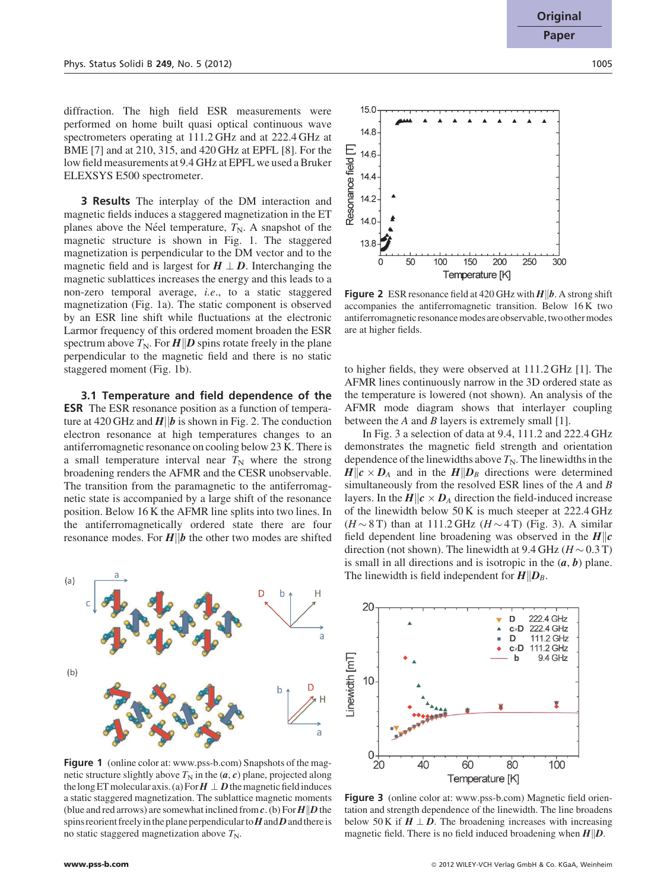diffraction. The high field ESR measurements were performed on home built quasi optical continuous wave spectrometers operating at 111.2 GHz and at 222.4 GHz at BME [7] and at 210, 315, and 420 GHz at EPFL [8]. For the low field measurements at 9.4 GHz at EPFL we used a Bruker ELEXSYS E500 spectrometer.

## 3 Results

The interplay of the DM interaction and magnetic fields induces a staggered magnetization in the ET planes above the Néel temperature, $T_N$. A snapshot of the magnetic structure is shown in Fig. 1. The staggered magnetization is perpendicular to the DM vector and to the magnetic field and is largest for $\boldsymbol{H} \perp \boldsymbol{D}$. Interchanging the magnetic sublattices increases the energy and this leads to a non-zero temporal average, *i.e.*, to a static staggered magnetization (Fig. 1a). The static component is observed by an ESR line shift while fluctuations at the electronic Larmor frequency of this ordered moment broaden the ESR spectrum above $T_N$. For $\boldsymbol{H} \| \boldsymbol{D}$ spins rotate freely in the plane perpendicular to the magnetic field and there is no static staggered moment (Fig. 1b).

### 3.1 Temperature and field dependence of the ESR

The ESR resonance position as a function of temperature at 420 GHz and $\boldsymbol{H} \| \boldsymbol{b}$ is shown in Fig. 2. The conduction electron resonance at high temperatures changes to an antiferromagnetic resonance on cooling below 23 K. There is a small temperature interval near $T_N$ where the strong broadening renders the AFMR and the CESR unobservable. The transition from the paramagnetic to the antiferromagnetic state is accompanied by a large shift of the resonance position. Below 16 K the AFMR line splits into two lines. In the antiferromagnetically ordered state there are four resonance modes. For $\boldsymbol{H} \| \boldsymbol{b}$ the other two modes are shifted to higher fields, they were observed at 111.2 GHz [1]. The AFMR lines continuously narrow in the 3D ordered state as the temperature is lowered (not shown). An analysis of the AFMR mode diagram shows that interlayer coupling between the $A$ and $B$ layers is extremely small [1].

Figure 1 (online color at: www.pss-b.com) Snapshots of the magnetic structure slightly above $T_N$ in the $(\boldsymbol{a}, \boldsymbol{c})$ plane, projected along the long ET molecular axis. (a) For $\boldsymbol{H} \perp \boldsymbol{D}$ the magnetic field induces a static staggered magnetization. The sublattice magnetic moments (blue and red arrows) are somewhat inclined from $\boldsymbol{c}$. (b) For $\boldsymbol{H} \| \boldsymbol{D}$ the spins reorient freely in the plane perpendicular to $\boldsymbol{H}$ and $\boldsymbol{D}$ and there is no static staggered magnetization above $T_N$.

Figure 2 ESR resonance field at 420 GHz with $\boldsymbol{H} \| \boldsymbol{b}$. A strong shift accompanies the antiferromagnetic transition. Below 16 K two antiferromagnetic resonance modes are observable, two other modes are at higher fields.

In Fig. 3 a selection of data at 9.4, 111.2 and 222.4 GHz demonstrates the magnetic field strength and orientation dependence of the linewidths above $T_N$. The linewidths in the $\boldsymbol{H} \| \boldsymbol{c} \times \boldsymbol{D}_A$ and in the $\boldsymbol{H} \| \boldsymbol{D}_B$ directions were determined simultaneously from the resolved ESR lines of the $A$ and $B$ layers. In the $\boldsymbol{H} \| \boldsymbol{c} \times \boldsymbol{D}_A$ direction the field-induced increase of the linewidth below 50 K is much steeper at 222.4 GHz ($H \sim 8$ T) than at 111.2 GHz ($H \sim 4$ T) (Fig. 3). A similar field dependent line broadening was observed in the $\boldsymbol{H} \| \boldsymbol{c}$ direction (not shown). The linewidth at 9.4 GHz ($H \sim 0.3$ T) is small in all directions and is isotropic in the $(\boldsymbol{a}, \boldsymbol{b})$ plane. The linewidth is field independent for $\boldsymbol{H} \| \boldsymbol{D}_B$.

Figure 3 (online color at: www.pss-b.com) Magnetic field orientation and strength dependence of the linewidth. The line broadens below 50 K if $\boldsymbol{H} \perp \boldsymbol{D}$. The broadening increases with increasing magnetic field. There is no field induced broadening when $\boldsymbol{H} \| \boldsymbol{D}$.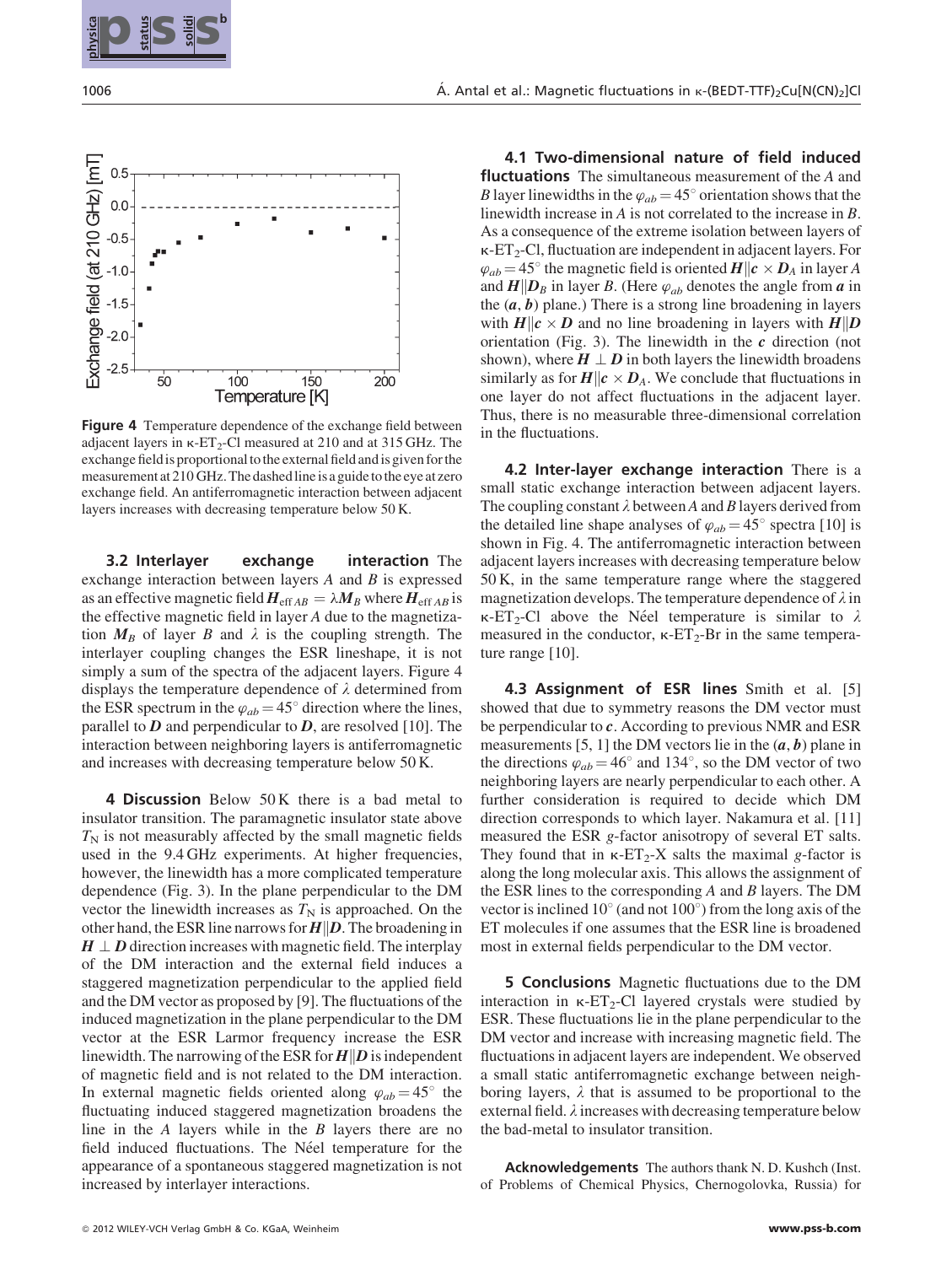**Figure 4** Temperature dependence of the exchange field between adjacent layers in κ-$ET_2$-Cl measured at 210 and at 315 GHz. The exchange field is proportional to the external field and is given for the measurement at 210 GHz. The dashed line is a guide to the eye at zero exchange field. An antiferromagnetic interaction between adjacent layers increases with decreasing temperature below 50 K.

**3.2 Interlayer exchange interaction** The exchange interaction between layers $A$ and $B$ is expressed as an effective magnetic field $\boldsymbol{H}_{\mathrm{eff}\,AB} = \lambda \boldsymbol{M}_B$ where $\boldsymbol{H}_{\mathrm{eff}\,AB}$ is the effective magnetic field in layer $A$ due to the magnetization $\boldsymbol{M}_B$ of layer $B$ and $\lambda$ is the coupling strength. The interlayer coupling changes the ESR lineshape, it is not simply a sum of the spectra of the adjacent layers. Figure 4 displays the temperature dependence of $\lambda$ determined from the ESR spectrum in the $\varphi_{ab} = 45^\circ$ direction where the lines, parallel to $\boldsymbol{D}$ and perpendicular to $\boldsymbol{D}$, are resolved [10]. The interaction between neighboring layers is antiferromagnetic and increases with decreasing temperature below 50 K.

**4 Discussion** Below 50 K there is a bad metal to insulator transition. The paramagnetic insulator state above $T_N$ is not measurably affected by the small magnetic fields used in the 9.4 GHz experiments. At higher frequencies, however, the linewidth has a more complicated temperature dependence (Fig. 3). In the plane perpendicular to the DM vector the linewidth increases as $T_N$ is approached. On the other hand, the ESR line narrows for $\boldsymbol{H} \| \boldsymbol{D}$. The broadening in $\boldsymbol{H} \perp \boldsymbol{D}$ direction increases with magnetic field. The interplay of the DM interaction and the external field induces a staggered magnetization perpendicular to the applied field and the DM vector as proposed by [9]. The fluctuations of the induced magnetization in the plane perpendicular to the DM vector at the ESR Larmor frequency increase the ESR linewidth. The narrowing of the ESR for $\boldsymbol{H} \| \boldsymbol{D}$ is independent of magnetic field and is not related to the DM interaction. In external magnetic fields oriented along $\varphi_{ab} = 45^\circ$ the fluctuating induced staggered magnetization broadens the line in the $A$ layers while in the $B$ layers there are no field induced fluctuations. The Néel temperature for the appearance of a spontaneous staggered magnetization is not increased by interlayer interactions.

**4.1 Two-dimensional nature of field induced fluctuations** The simultaneous measurement of the $A$ and $B$ layer linewidths in the $\varphi_{ab} = 45^\circ$ orientation shows that the linewidth increase in $A$ is not correlated to the increase in $B$. As a consequence of the extreme isolation between layers of κ-$ET_2$-Cl, fluctuation are independent in adjacent layers. For $\varphi_{ab} = 45^\circ$ the magnetic field is oriented $\boldsymbol{H} \| \boldsymbol{c} \times \boldsymbol{D}_A$ in layer $A$ and $\boldsymbol{H} \| \boldsymbol{D}_B$ in layer $B$. (Here $\varphi_{ab}$ denotes the angle from $\boldsymbol{a}$ in the $(\boldsymbol{a}, \boldsymbol{b})$ plane.) There is a strong line broadening in layers with $\boldsymbol{H} \| \boldsymbol{c} \times \boldsymbol{D}$ and no line broadening in layers with $\boldsymbol{H} \| \boldsymbol{D}$ orientation (Fig. 3). The linewidth in the $\boldsymbol{c}$ direction (not shown), where $\boldsymbol{H} \perp \boldsymbol{D}$ in both layers the linewidth broadens similarly as for $\boldsymbol{H} \| \boldsymbol{c} \times \boldsymbol{D}_A$. We conclude that fluctuations in one layer do not affect fluctuations in the adjacent layer. Thus, there is no measurable three-dimensional correlation in the fluctuations.

**4.2 Inter-layer exchange interaction** There is a small static exchange interaction between adjacent layers. The coupling constant $\lambda$ between $A$ and $B$ layers derived from the detailed line shape analyses of $\varphi_{ab} = 45^\circ$ spectra [10] is shown in Fig. 4. The antiferromagnetic interaction between adjacent layers increases with decreasing temperature below 50 K, in the same temperature range where the staggered magnetization develops. The temperature dependence of $\lambda$ in κ-$ET_2$-Cl above the Néel temperature is similar to $\lambda$ measured in the conductor, κ-$ET_2$-Br in the same temperature range [10].

**4.3 Assignment of ESR lines** Smith et al. [5] showed that due to symmetry reasons the DM vector must be perpendicular to $\boldsymbol{c}$. According to previous NMR and ESR measurements [5, 1] the DM vectors lie in the $(\boldsymbol{a}, \boldsymbol{b})$ plane in the directions $\varphi_{ab} = 46^\circ$ and $134^\circ$, so the DM vector of two neighboring layers are nearly perpendicular to each other. A further consideration is required to decide which DM direction corresponds to which layer. Nakamura et al. [11] measured the ESR $g$-factor anisotropy of several ET salts. They found that in κ-$ET_2$-X salts the maximal $g$-factor is along the long molecular axis. This allows the assignment of the ESR lines to the corresponding $A$ and $B$ layers. The DM vector is inclined $10^\circ$ (and not $100^\circ$) from the long axis of the ET molecules if one assumes that the ESR line is broadened most in external fields perpendicular to the DM vector.

**5 Conclusions** Magnetic fluctuations due to the DM interaction in κ-$ET_2$-Cl layered crystals were studied by ESR. These fluctuations lie in the plane perpendicular to the DM vector and increase with increasing magnetic field. The fluctuations in adjacent layers are independent. We observed a small static antiferromagnetic exchange between neighboring layers, $\lambda$ that is assumed to be proportional to the external field. $\lambda$ increases with decreasing temperature below the bad-metal to insulator transition.

**Acknowledgements** The authors thank N. D. Kushch (Inst. of Problems of Chemical Physics, Chernogolovka, Russia) for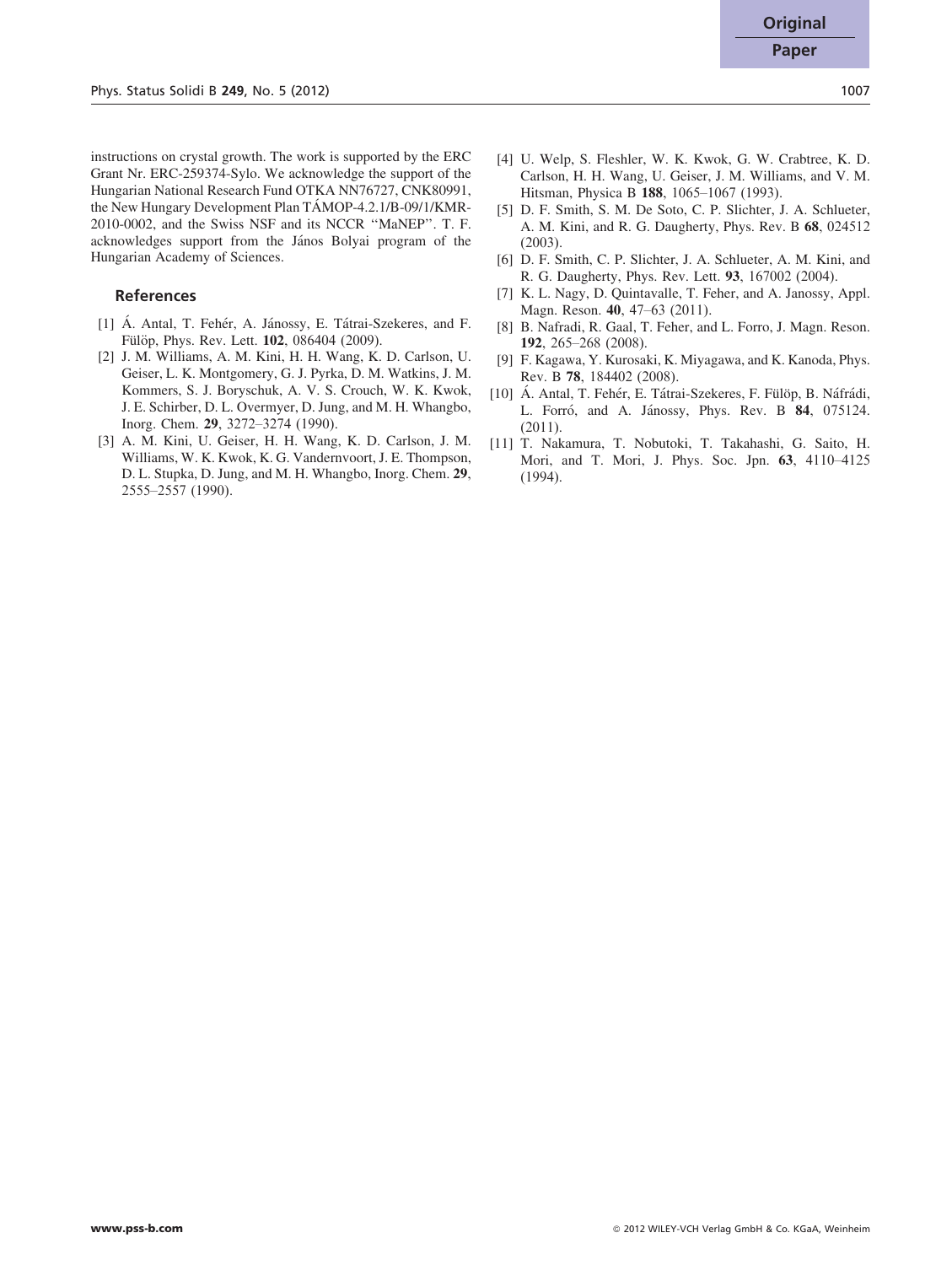instructions on crystal growth. The work is supported by the ERC Grant Nr. ERC-259374-Sylo. We acknowledge the support of the Hungarian National Research Fund OTKA NN76727, CNK80991, the New Hungary Development Plan TÁMOP-4.2.1/B-09/1/KMR-2010-0002, and the Swiss NSF and its NCCR "MaNEP". T. F. acknowledges support from the János Bolyai program of the Hungarian Academy of Sciences.

## References

[1] Á. Antal, T. Fehér, A. Jánossy, E. Tátrai-Szekeres, and F. Fülöp, Phys. Rev. Lett. **102**, 086404 (2009).

[2] J. M. Williams, A. M. Kini, H. H. Wang, K. D. Carlson, U. Geiser, L. K. Montgomery, G. J. Pyrka, D. M. Watkins, J. M. Kommers, S. J. Boryschuk, A. V. S. Crouch, W. K. Kwok, J. E. Schirber, D. L. Overmyer, D. Jung, and M. H. Whangbo, Inorg. Chem. **29**, 3272–3274 (1990).

[3] A. M. Kini, U. Geiser, H. H. Wang, K. D. Carlson, J. M. Williams, W. K. Kwok, K. G. Vandernvoort, J. E. Thompson, D. L. Stupka, D. Jung, and M. H. Whangbo, Inorg. Chem. **29**, 2555–2557 (1990).

[4] U. Welp, S. Fleshler, W. K. Kwok, G. W. Crabtree, K. D. Carlson, H. H. Wang, U. Geiser, J. M. Williams, and V. M. Hitsman, Physica B **188**, 1065–1067 (1993).

[5] D. F. Smith, S. M. De Soto, C. P. Slichter, J. A. Schlueter, A. M. Kini, and R. G. Daugherty, Phys. Rev. B **68**, 024512 (2003).

[6] D. F. Smith, C. P. Slichter, J. A. Schlueter, A. M. Kini, and R. G. Daugherty, Phys. Rev. Lett. **93**, 167002 (2004).

[7] K. L. Nagy, D. Quintavalle, T. Feher, and A. Janossy, Appl. Magn. Reson. **40**, 47–63 (2011).

[8] B. Nafradi, R. Gaal, T. Feher, and L. Forro, J. Magn. Reson. **192**, 265–268 (2008).

[9] F. Kagawa, Y. Kurosaki, K. Miyagawa, and K. Kanoda, Phys. Rev. B **78**, 184402 (2008).

[10] Á. Antal, T. Fehér, E. Tátrai-Szekeres, F. Fülöp, B. Náfrádi, L. Forró, and A. Jánossy, Phys. Rev. B **84**, 075124. (2011).

[11] T. Nakamura, T. Nobutoki, T. Takahashi, G. Saito, H. Mori, and T. Mori, J. Phys. Soc. Jpn. **63**, 4110–4125 (1994).